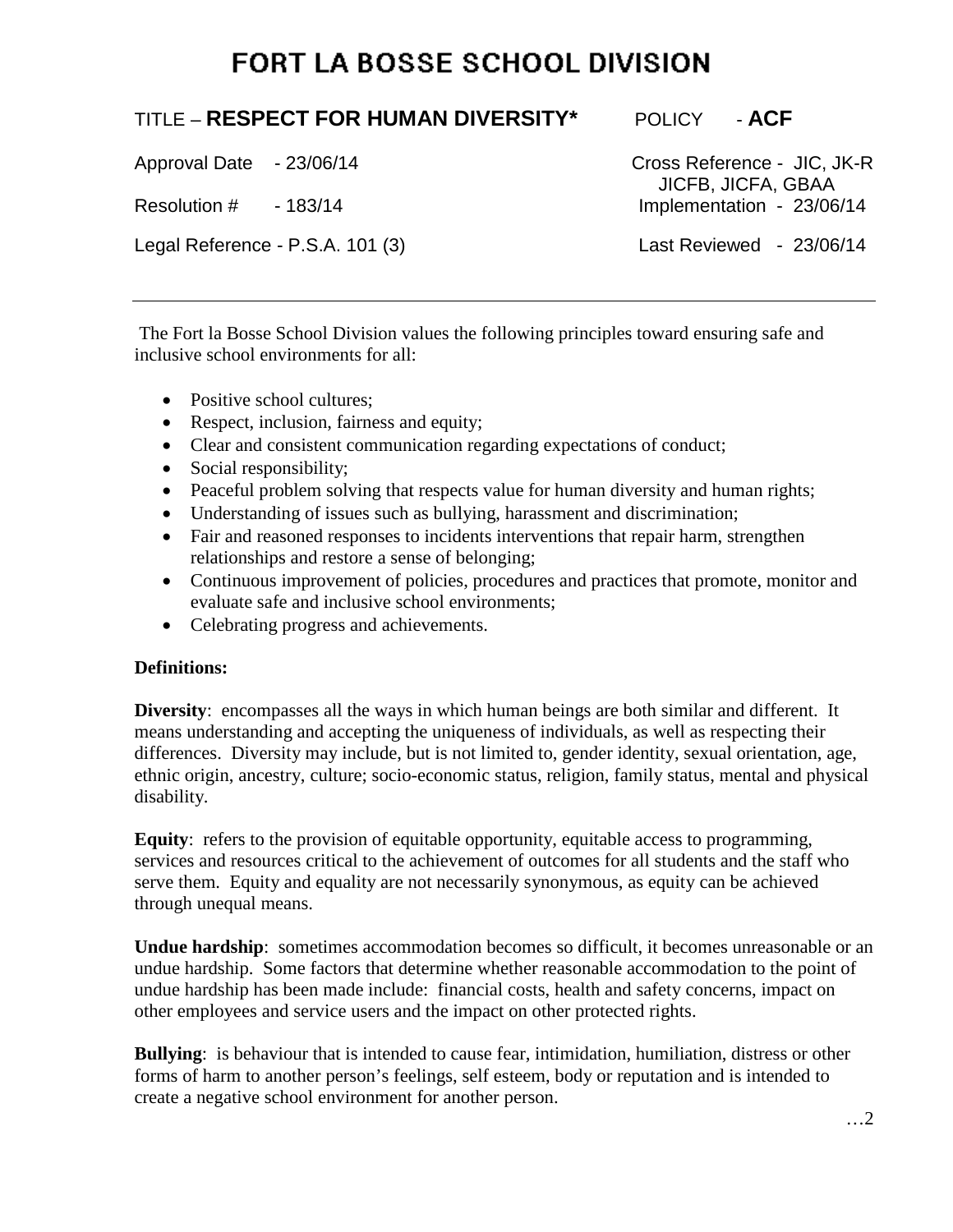# FORT LA BOSSE SCHOOL DIVISION

TITLE – **RESPECT FOR HUMAN DIVERSITY*** POLICY - **ACF**

Approval Date - 23/06/14 Cross Reference - JIC, JK-R JICFB, JICFA, GBAA

Resolution # - 183/14 Implementation - 23/06/14

Legal Reference - P.S.A. 101 (3) Last Reviewed - 23/06/14

---

The Fort la Bosse School Division values the following principles toward ensuring safe and inclusive school environments for all:

- Positive school cultures;
- Respect, inclusion, fairness and equity;
- Clear and consistent communication regarding expectations of conduct;
- Social responsibility;
- Peaceful problem solving that respects value for human diversity and human rights;
- Understanding of issues such as bullying, harassment and discrimination;
- Fair and reasoned responses to incidents interventions that repair harm, strengthen relationships and restore a sense of belonging;
- Continuous improvement of policies, procedures and practices that promote, monitor and evaluate safe and inclusive school environments;
- Celebrating progress and achievements.

**Definitions:**

**Diversity**: encompasses all the ways in which human beings are both similar and different. It means understanding and accepting the uniqueness of individuals, as well as respecting their differences. Diversity may include, but is not limited to, gender identity, sexual orientation, age, ethnic origin, ancestry, culture; socio-economic status, religion, family status, mental and physical disability.

**Equity**: refers to the provision of equitable opportunity, equitable access to programming, services and resources critical to the achievement of outcomes for all students and the staff who serve them. Equity and equality are not necessarily synonymous, as equity can be achieved through unequal means.

**Undue hardship**: sometimes accommodation becomes so difficult, it becomes unreasonable or an undue hardship. Some factors that determine whether reasonable accommodation to the point of undue hardship has been made include: financial costs, health and safety concerns, impact on other employees and service users and the impact on other protected rights.

**Bullying**: is behaviour that is intended to cause fear, intimidation, humiliation, distress or other forms of harm to another person's feelings, self esteem, body or reputation and is intended to create a negative school environment for another person.

…2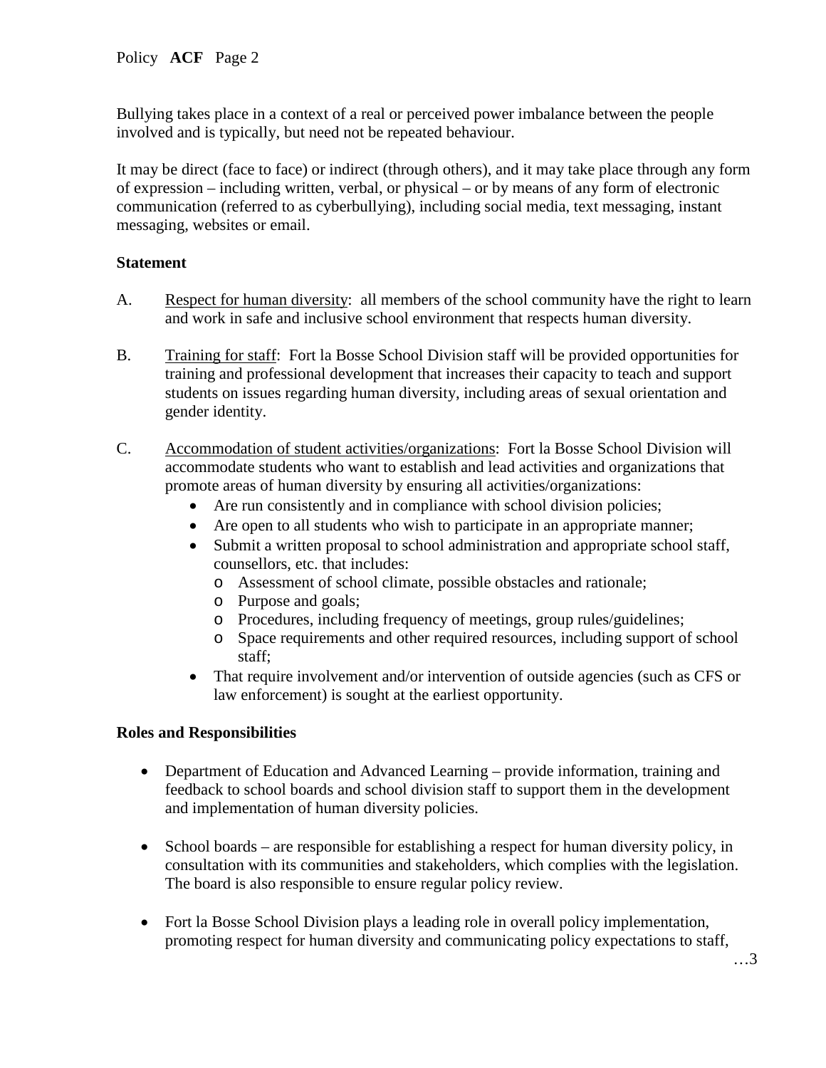Bullying takes place in a context of a real or perceived power imbalance between the people involved and is typically, but need not be repeated behaviour.

It may be direct (face to face) or indirect (through others), and it may take place through any form of expression – including written, verbal, or physical – or by means of any form of electronic communication (referred to as cyberbullying), including social media, text messaging, instant messaging, websites or email.

**Statement**

A. Respect for human diversity: all members of the school community have the right to learn and work in safe and inclusive school environment that respects human diversity.

B. Training for staff: Fort la Bosse School Division staff will be provided opportunities for training and professional development that increases their capacity to teach and support students on issues regarding human diversity, including areas of sexual orientation and gender identity.

C. Accommodation of student activities/organizations: Fort la Bosse School Division will accommodate students who want to establish and lead activities and organizations that promote areas of human diversity by ensuring all activities/organizations:
   - Are run consistently and in compliance with school division policies;
   - Are open to all students who wish to participate in an appropriate manner;
   - Submit a written proposal to school administration and appropriate school staff, counsellors, etc. that includes:
     - Assessment of school climate, possible obstacles and rationale;
     - Purpose and goals;
     - Procedures, including frequency of meetings, group rules/guidelines;
     - Space requirements and other required resources, including support of school staff;
   - That require involvement and/or intervention of outside agencies (such as CFS or law enforcement) is sought at the earliest opportunity.

**Roles and Responsibilities**

- Department of Education and Advanced Learning – provide information, training and feedback to school boards and school division staff to support them in the development and implementation of human diversity policies.

- School boards – are responsible for establishing a respect for human diversity policy, in consultation with its communities and stakeholders, which complies with the legislation. The board is also responsible to ensure regular policy review.

- Fort la Bosse School Division plays a leading role in overall policy implementation, promoting respect for human diversity and communicating policy expectations to staff,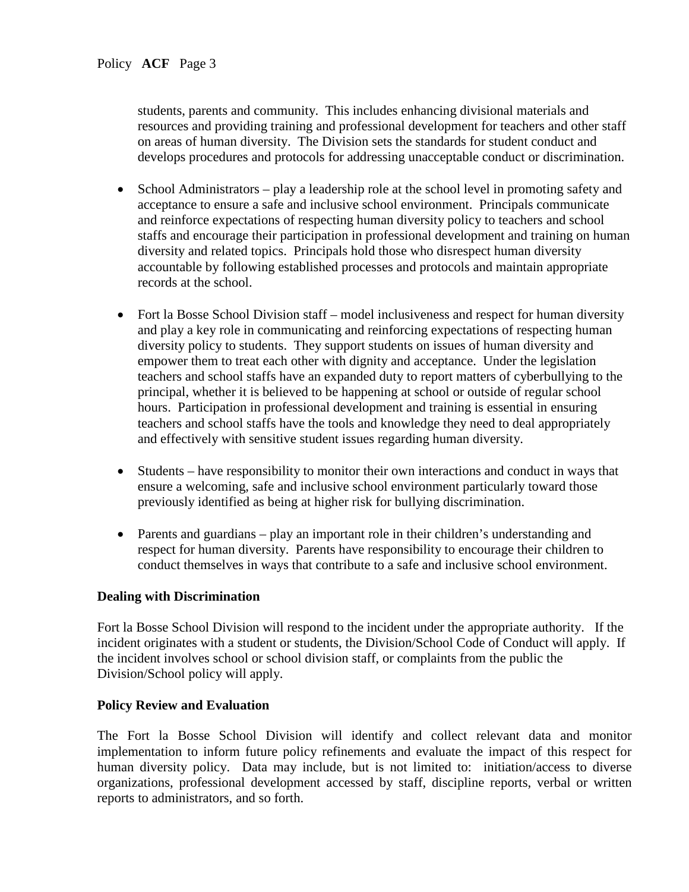students, parents and community. This includes enhancing divisional materials and resources and providing training and professional development for teachers and other staff on areas of human diversity. The Division sets the standards for student conduct and develops procedures and protocols for addressing unacceptable conduct or discrimination.

- School Administrators – play a leadership role at the school level in promoting safety and acceptance to ensure a safe and inclusive school environment. Principals communicate and reinforce expectations of respecting human diversity policy to teachers and school staffs and encourage their participation in professional development and training on human diversity and related topics. Principals hold those who disrespect human diversity accountable by following established processes and protocols and maintain appropriate records at the school.

- Fort la Bosse School Division staff – model inclusiveness and respect for human diversity and play a key role in communicating and reinforcing expectations of respecting human diversity policy to students. They support students on issues of human diversity and empower them to treat each other with dignity and acceptance. Under the legislation teachers and school staffs have an expanded duty to report matters of cyberbullying to the principal, whether it is believed to be happening at school or outside of regular school hours. Participation in professional development and training is essential in ensuring teachers and school staffs have the tools and knowledge they need to deal appropriately and effectively with sensitive student issues regarding human diversity.

- Students – have responsibility to monitor their own interactions and conduct in ways that ensure a welcoming, safe and inclusive school environment particularly toward those previously identified as being at higher risk for bullying discrimination.

- Parents and guardians – play an important role in their children's understanding and respect for human diversity. Parents have responsibility to encourage their children to conduct themselves in ways that contribute to a safe and inclusive school environment.

**Dealing with Discrimination**

Fort la Bosse School Division will respond to the incident under the appropriate authority. If the incident originates with a student or students, the Division/School Code of Conduct will apply. If the incident involves school or school division staff, or complaints from the public the Division/School policy will apply.

**Policy Review and Evaluation**

The Fort la Bosse School Division will identify and collect relevant data and monitor implementation to inform future policy refinements and evaluate the impact of this respect for human diversity policy. Data may include, but is not limited to: initiation/access to diverse organizations, professional development accessed by staff, discipline reports, verbal or written reports to administrators, and so forth.